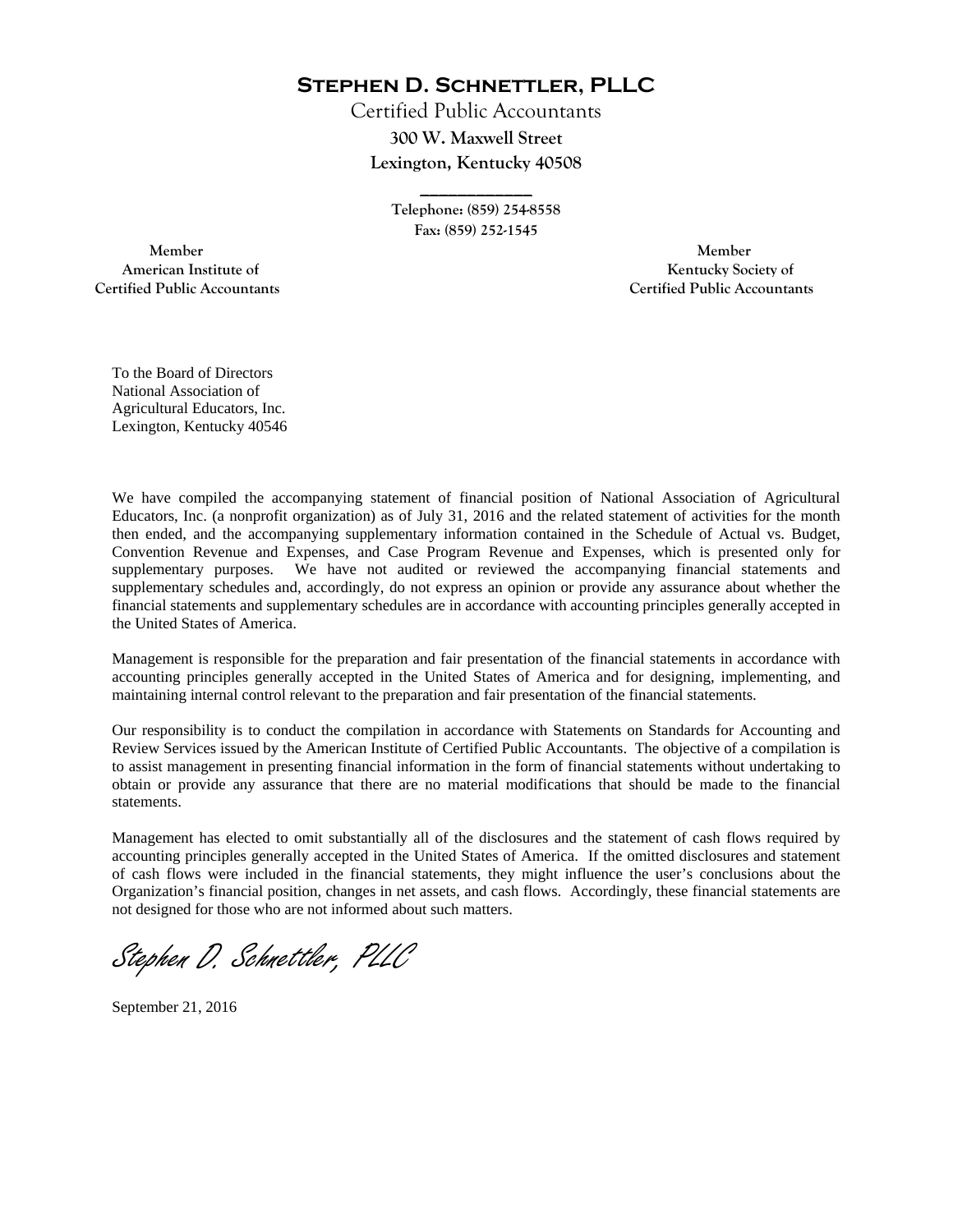**STEPHEN D. SCHNETTLER, PLLC**

Certified Public Accountants

**300 W. Maxwell Street**

**Lexington, Kentucky 40508**

**Telephone: (859) 254-8558**

**Fax: (859) 252-1545**

**Member**
**American Institute of**
**Certified Public Accountants**

**Member**
**Kentucky Society of**
**Certified Public Accountants**

To the Board of Directors
National Association of
Agricultural Educators, Inc.
Lexington, Kentucky 40546

We have compiled the accompanying statement of financial position of National Association of Agricultural Educators, Inc. (a nonprofit organization) as of July 31, 2016 and the related statement of activities for the month then ended, and the accompanying supplementary information contained in the Schedule of Actual vs. Budget, Convention Revenue and Expenses, and Case Program Revenue and Expenses, which is presented only for supplementary purposes. We have not audited or reviewed the accompanying financial statements and supplementary schedules and, accordingly, do not express an opinion or provide any assurance about whether the financial statements and supplementary schedules are in accordance with accounting principles generally accepted in the United States of America.

Management is responsible for the preparation and fair presentation of the financial statements in accordance with accounting principles generally accepted in the United States of America and for designing, implementing, and maintaining internal control relevant to the preparation and fair presentation of the financial statements.

Our responsibility is to conduct the compilation in accordance with Statements on Standards for Accounting and Review Services issued by the American Institute of Certified Public Accountants. The objective of a compilation is to assist management in presenting financial information in the form of financial statements without undertaking to obtain or provide any assurance that there are no material modifications that should be made to the financial statements.

Management has elected to omit substantially all of the disclosures and the statement of cash flows required by accounting principles generally accepted in the United States of America. If the omitted disclosures and statement of cash flows were included in the financial statements, they might influence the user's conclusions about the Organization's financial position, changes in net assets, and cash flows. Accordingly, these financial statements are not designed for those who are not informed about such matters.

*Stephen D. Schnettler, PLLC*

September 21, 2016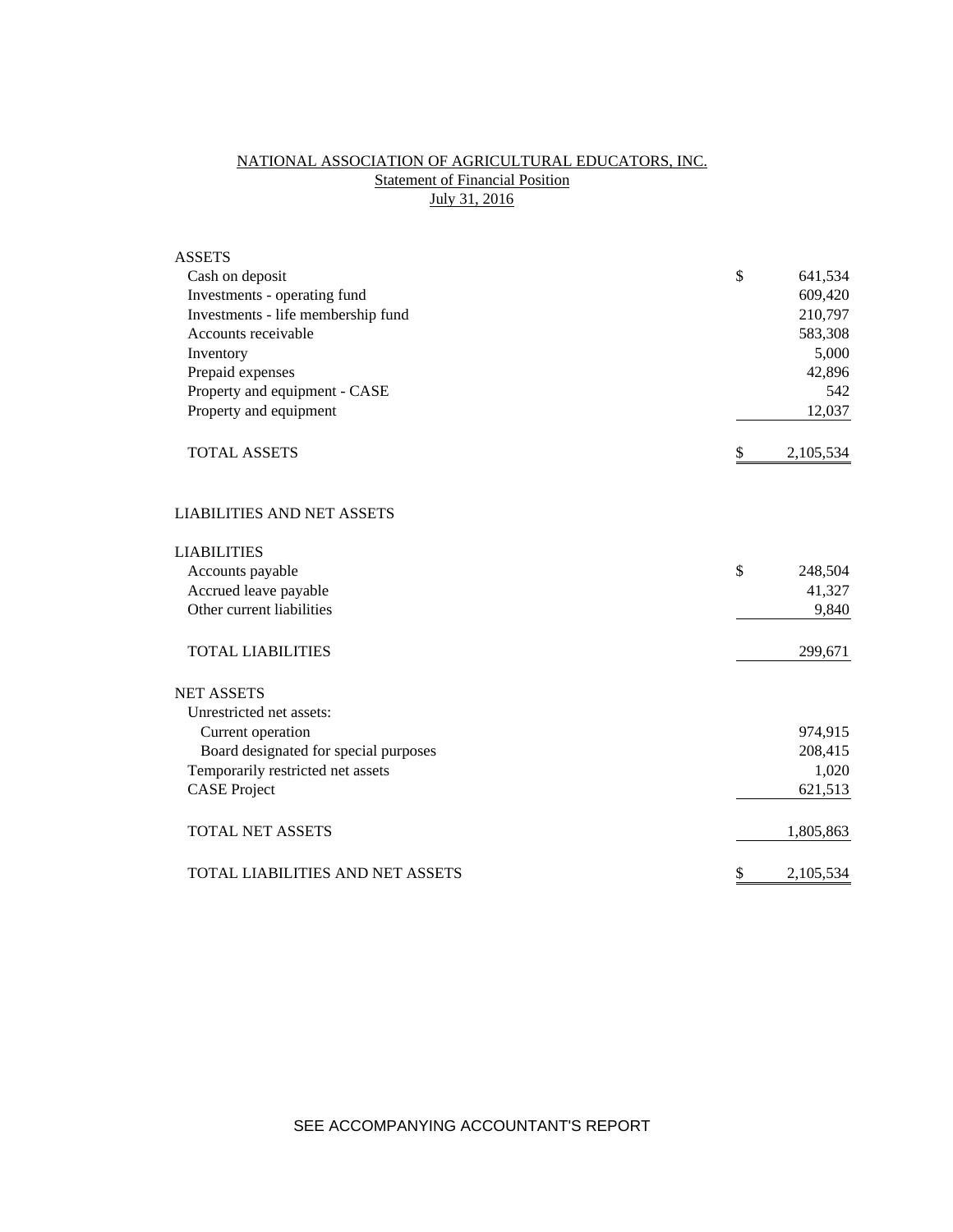# NATIONAL ASSOCIATION OF AGRICULTURAL EDUCATORS, INC.

## Statement of Financial Position

## July 31, 2016

| | |
|---|---|
| **ASSETS** | |
| Cash on deposit | $ 641,534 |
| Investments - operating fund | 609,420 |
| Investments - life membership fund | 210,797 |
| Accounts receivable | 583,308 |
| Inventory | 5,000 |
| Prepaid expenses | 42,896 |
| Property and equipment - CASE | 542 |
| Property and equipment | 12,037 |
| TOTAL ASSETS | $ 2,105,534 |
| | |
| **LIABILITIES AND NET ASSETS** | |
| | |
| **LIABILITIES** | |
| Accounts payable | $ 248,504 |
| Accrued leave payable | 41,327 |
| Other current liabilities | 9,840 |
| TOTAL LIABILITIES | 299,671 |
| | |
| **NET ASSETS** | |
| Unrestricted net assets: | |
| Current operation | 974,915 |
| Board designated for special purposes | 208,415 |
| Temporarily restricted net assets | 1,020 |
| CASE Project | 621,513 |
| TOTAL NET ASSETS | 1,805,863 |
| | |
| TOTAL LIABILITIES AND NET ASSETS | $ 2,105,534 |

SEE ACCOMPANYING ACCOUNTANT'S REPORT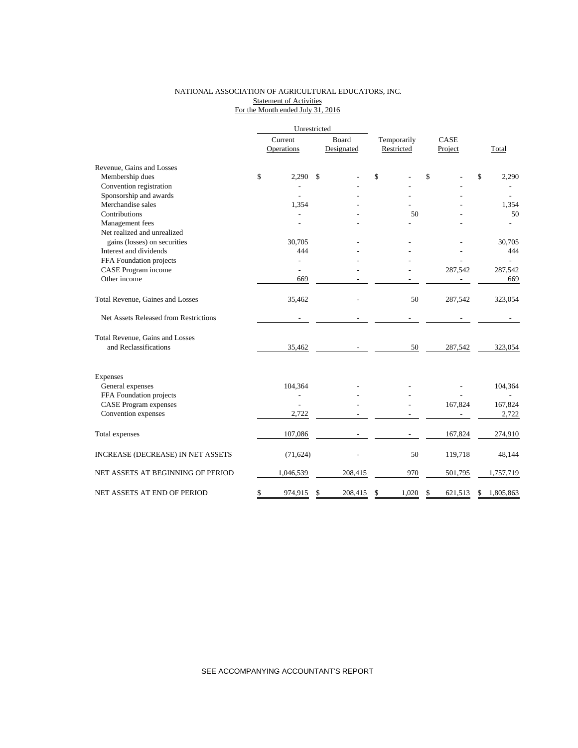NATIONAL ASSOCIATION OF AGRICULTURAL EDUCATORS, INC.
Statement of Activities
For the Month ended July 31, 2016

| | Unrestricted | | | | |
|---|---|---|---|---|---|
| | Current Operations | Board Designated | Temporarily Restricted | CASE Project | Total |
| Revenue, Gains and Losses | | | | | |
| Membership dues | $ 2,290 | $ - | $ - | $ - | $ 2,290 |
| Convention registration | - | - | - | - | - |
| Sponsorship and awards | - | - | - | - | - |
| Merchandise sales | 1,354 | - | - | - | 1,354 |
| Contributions | - | - | 50 | - | 50 |
| Management fees | - | - | - | - | - |
| Net realized and unrealized gains (losses) on securities | 30,705 | - | - | - | 30,705 |
| Interest and dividends | 444 | - | - | - | 444 |
| FFA Foundation projects | - | - | - | - | - |
| CASE Program income | - | - | - | 287,542 | 287,542 |
| Other income | 669 | - | - | - | 669 |
| Total Revenue, Gaines and Losses | 35,462 | - | 50 | 287,542 | 323,054 |
| Net Assets Released from Restrictions | - | - | - | - | - |
| Total Revenue, Gains and Losses and Reclassifications | 35,462 | - | 50 | 287,542 | 323,054 |
| Expenses | | | | | |
| General expenses | 104,364 | - | - | - | 104,364 |
| FFA Foundation projects | - | - | - | - | - |
| CASE Program expenses | - | - | - | 167,824 | 167,824 |
| Convention expenses | 2,722 | - | - | - | 2,722 |
| Total expenses | 107,086 | - | - | 167,824 | 274,910 |
| INCREASE (DECREASE) IN NET ASSETS | (71,624) | - | 50 | 119,718 | 48,144 |
| NET ASSETS AT BEGINNING OF PERIOD | 1,046,539 | 208,415 | 970 | 501,795 | 1,757,719 |
| NET ASSETS AT END OF PERIOD | $ 974,915 | $ 208,415 | $ 1,020 | $ 621,513 | $ 1,805,863 |

SEE ACCOMPANYING ACCOUNTANT'S REPORT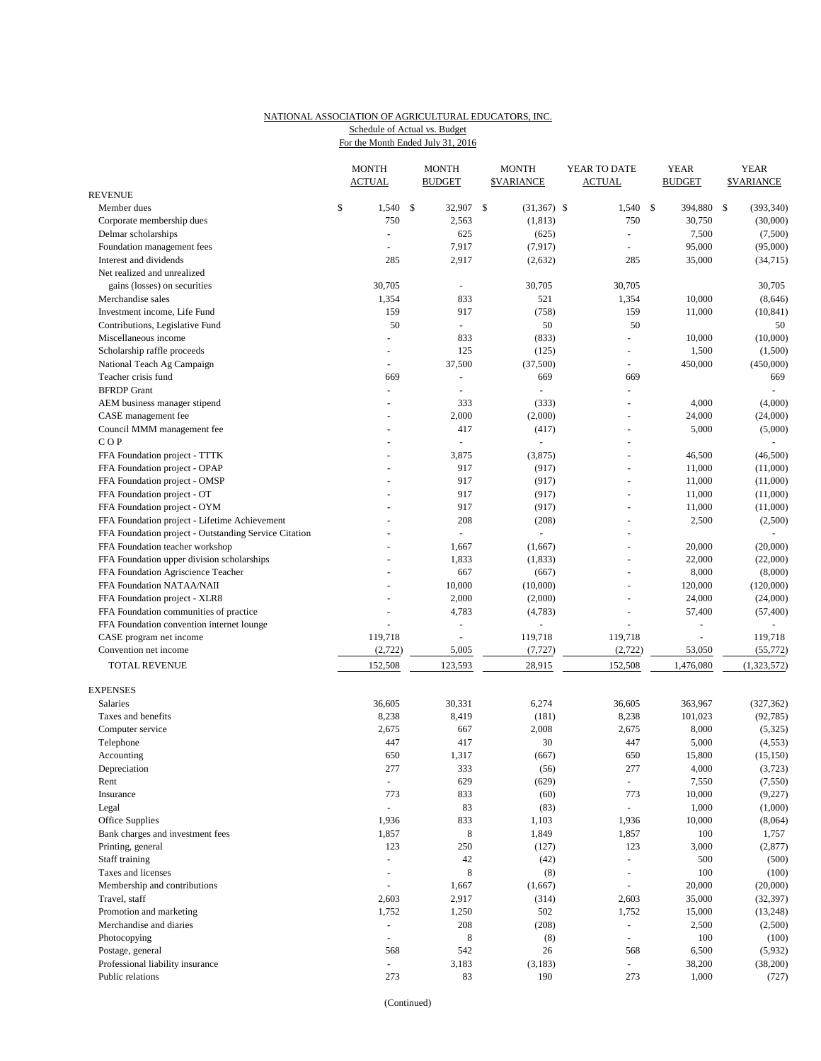NATIONAL ASSOCIATION OF AGRICULTURAL EDUCATORS, INC.
Schedule of Actual vs. Budget
For the Month Ended July 31, 2016

| | MONTH ACTUAL | MONTH BUDGET | MONTH $VARIANCE | YEAR TO DATE ACTUAL | YEAR BUDGET | YEAR $VARIANCE |
|---|---|---|---|---|---|---|
| REVENUE | | | | | | |
| Member dues | $ 1,540 | $ 32,907 | $ (31,367) | $ 1,540 | $ 394,880 | $ (393,340) |
| Corporate membership dues | 750 | 2,563 | (1,813) | 750 | 30,750 | (30,000) |
| Delmar scholarships | - | 625 | (625) | - | 7,500 | (7,500) |
| Foundation management fees | - | 7,917 | (7,917) | - | 95,000 | (95,000) |
| Interest and dividends | 285 | 2,917 | (2,632) | 285 | 35,000 | (34,715) |
| Net realized and unrealized gains (losses) on securities | 30,705 | - | 30,705 | 30,705 | | 30,705 |
| Merchandise sales | 1,354 | 833 | 521 | 1,354 | 10,000 | (8,646) |
| Investment income, Life Fund | 159 | 917 | (758) | 159 | 11,000 | (10,841) |
| Contributions, Legislative Fund | 50 | - | 50 | 50 | | 50 |
| Miscellaneous income | - | 833 | (833) | - | 10,000 | (10,000) |
| Scholarship raffle proceeds | - | 125 | (125) | - | 1,500 | (1,500) |
| National Teach Ag Campaign | - | 37,500 | (37,500) | - | 450,000 | (450,000) |
| Teacher crisis fund | 669 | - | 669 | 669 | | 669 |
| BFRDP Grant | - | - | - | - | | - |
| AEM business manager stipend | - | 333 | (333) | - | 4,000 | (4,000) |
| CASE management fee | - | 2,000 | (2,000) | - | 24,000 | (24,000) |
| Council MMM management fee | - | 417 | (417) | - | 5,000 | (5,000) |
| C O P | - | - | - | - | | - |
| FFA Foundation project - TTTK | - | 3,875 | (3,875) | - | 46,500 | (46,500) |
| FFA Foundation project - OPAP | - | 917 | (917) | - | 11,000 | (11,000) |
| FFA Foundation project - OMSP | - | 917 | (917) | - | 11,000 | (11,000) |
| FFA Foundation project - OT | - | 917 | (917) | - | 11,000 | (11,000) |
| FFA Foundation project - OYM | - | 917 | (917) | - | 11,000 | (11,000) |
| FFA Foundation project - Lifetime Achievement | - | 208 | (208) | - | 2,500 | (2,500) |
| FFA Foundation project - Outstanding Service Citation | - | - | - | - | | - |
| FFA Foundation teacher workshop | - | 1,667 | (1,667) | - | 20,000 | (20,000) |
| FFA Foundation upper division scholarships | - | 1,833 | (1,833) | - | 22,000 | (22,000) |
| FFA Foundation Agriscience Teacher | - | 667 | (667) | - | 8,000 | (8,000) |
| FFA Foundation NATAA/NAII | - | 10,000 | (10,000) | - | 120,000 | (120,000) |
| FFA Foundation project - XLR8 | - | 2,000 | (2,000) | - | 24,000 | (24,000) |
| FFA Foundation communities of practice | - | 4,783 | (4,783) | - | 57,400 | (57,400) |
| FFA Foundation convention internet lounge | - | - | - | - | - | - |
| CASE program net income | 119,718 | - | 119,718 | 119,718 | - | 119,718 |
| Convention net income | (2,722) | 5,005 | (7,727) | (2,722) | 53,050 | (55,772) |
| TOTAL REVENUE | 152,508 | 123,593 | 28,915 | 152,508 | 1,476,080 | (1,323,572) |
| EXPENSES | | | | | | |
| Salaries | 36,605 | 30,331 | 6,274 | 36,605 | 363,967 | (327,362) |
| Taxes and benefits | 8,238 | 8,419 | (181) | 8,238 | 101,023 | (92,785) |
| Computer service | 2,675 | 667 | 2,008 | 2,675 | 8,000 | (5,325) |
| Telephone | 447 | 417 | 30 | 447 | 5,000 | (4,553) |
| Accounting | 650 | 1,317 | (667) | 650 | 15,800 | (15,150) |
| Depreciation | 277 | 333 | (56) | 277 | 4,000 | (3,723) |
| Rent | - | 629 | (629) | - | 7,550 | (7,550) |
| Insurance | 773 | 833 | (60) | 773 | 10,000 | (9,227) |
| Legal | - | 83 | (83) | - | 1,000 | (1,000) |
| Office Supplies | 1,936 | 833 | 1,103 | 1,936 | 10,000 | (8,064) |
| Bank charges and investment fees | 1,857 | 8 | 1,849 | 1,857 | 100 | 1,757 |
| Printing, general | 123 | 250 | (127) | 123 | 3,000 | (2,877) |
| Staff training | - | 42 | (42) | - | 500 | (500) |
| Taxes and licenses | - | 8 | (8) | - | 100 | (100) |
| Membership and contributions | - | 1,667 | (1,667) | - | 20,000 | (20,000) |
| Travel, staff | 2,603 | 2,917 | (314) | 2,603 | 35,000 | (32,397) |
| Promotion and marketing | 1,752 | 1,250 | 502 | 1,752 | 15,000 | (13,248) |
| Merchandise and diaries | - | 208 | (208) | - | 2,500 | (2,500) |
| Photocopying | - | 8 | (8) | - | 100 | (100) |
| Postage, general | 568 | 542 | 26 | 568 | 6,500 | (5,932) |
| Professional liability insurance | - | 3,183 | (3,183) | - | 38,200 | (38,200) |
| Public relations | 273 | 83 | 190 | 273 | 1,000 | (727) |

(Continued)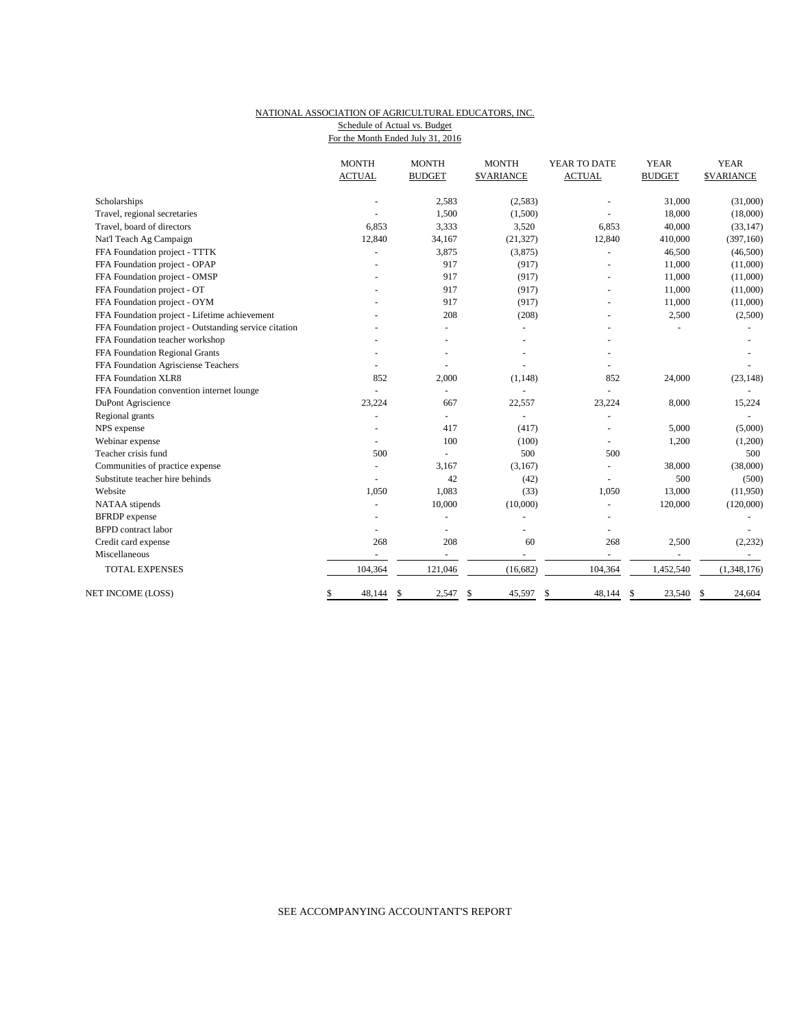NATIONAL ASSOCIATION OF AGRICULTURAL EDUCATORS, INC.
Schedule of Actual vs. Budget
For the Month Ended July 31, 2016

| | MONTH ACTUAL | MONTH BUDGET | MONTH $VARIANCE | YEAR TO DATE ACTUAL | YEAR BUDGET | YEAR $VARIANCE |
|---|---|---|---|---|---|---|
| Scholarships | - | 2,583 | (2,583) | - | 31,000 | (31,000) |
| Travel, regional secretaries | - | 1,500 | (1,500) | - | 18,000 | (18,000) |
| Travel, board of directors | 6,853 | 3,333 | 3,520 | 6,853 | 40,000 | (33,147) |
| Nat'l Teach Ag Campaign | 12,840 | 34,167 | (21,327) | 12,840 | 410,000 | (397,160) |
| FFA Foundation project - TTTK | - | 3,875 | (3,875) | - | 46,500 | (46,500) |
| FFA Foundation project - OPAP | - | 917 | (917) | - | 11,000 | (11,000) |
| FFA Foundation project - OMSP | - | 917 | (917) | - | 11,000 | (11,000) |
| FFA Foundation project - OT | - | 917 | (917) | - | 11,000 | (11,000) |
| FFA Foundation project - OYM | - | 917 | (917) | - | 11,000 | (11,000) |
| FFA Foundation project - Lifetime achievement | - | 208 | (208) | - | 2,500 | (2,500) |
| FFA Foundation project - Outstanding service citation | - | - | - | - | - | - |
| FFA Foundation teacher workshop | - | - | - | - | | - |
| FFA Foundation Regional Grants | - | - | - | - | | - |
| FFA Foundation Agrisciense Teachers | - | - | - | - | | - |
| FFA Foundation XLR8 | 852 | 2,000 | (1,148) | 852 | 24,000 | (23,148) |
| FFA Foundation convention internet lounge | - | - | - | - | | - |
| DuPont Agriscience | 23,224 | 667 | 22,557 | 23,224 | 8,000 | 15,224 |
| Regional grants | - | - | - | - | | - |
| NPS expense | - | 417 | (417) | - | 5,000 | (5,000) |
| Webinar expense | - | 100 | (100) | - | 1,200 | (1,200) |
| Teacher crisis fund | 500 | - | 500 | 500 | | 500 |
| Communities of practice expense | - | 3,167 | (3,167) | - | 38,000 | (38,000) |
| Substitute teacher hire behinds | - | 42 | (42) | - | 500 | (500) |
| Website | 1,050 | 1,083 | (33) | 1,050 | 13,000 | (11,950) |
| NATAA stipends | - | 10,000 | (10,000) | - | 120,000 | (120,000) |
| BFRDP expense | - | - | - | - | | - |
| BFPD contract labor | - | - | - | - | | - |
| Credit card expense | 268 | 208 | 60 | 268 | 2,500 | (2,232) |
| Miscellaneous | - | - | - | - | - | - |
| TOTAL EXPENSES | 104,364 | 121,046 | (16,682) | 104,364 | 1,452,540 | (1,348,176) |
| NET INCOME (LOSS) | $ 48,144 | $ 2,547 | $ 45,597 | $ 48,144 | $ 23,540 | $ 24,604 |

SEE ACCOMPANYING ACCOUNTANT'S REPORT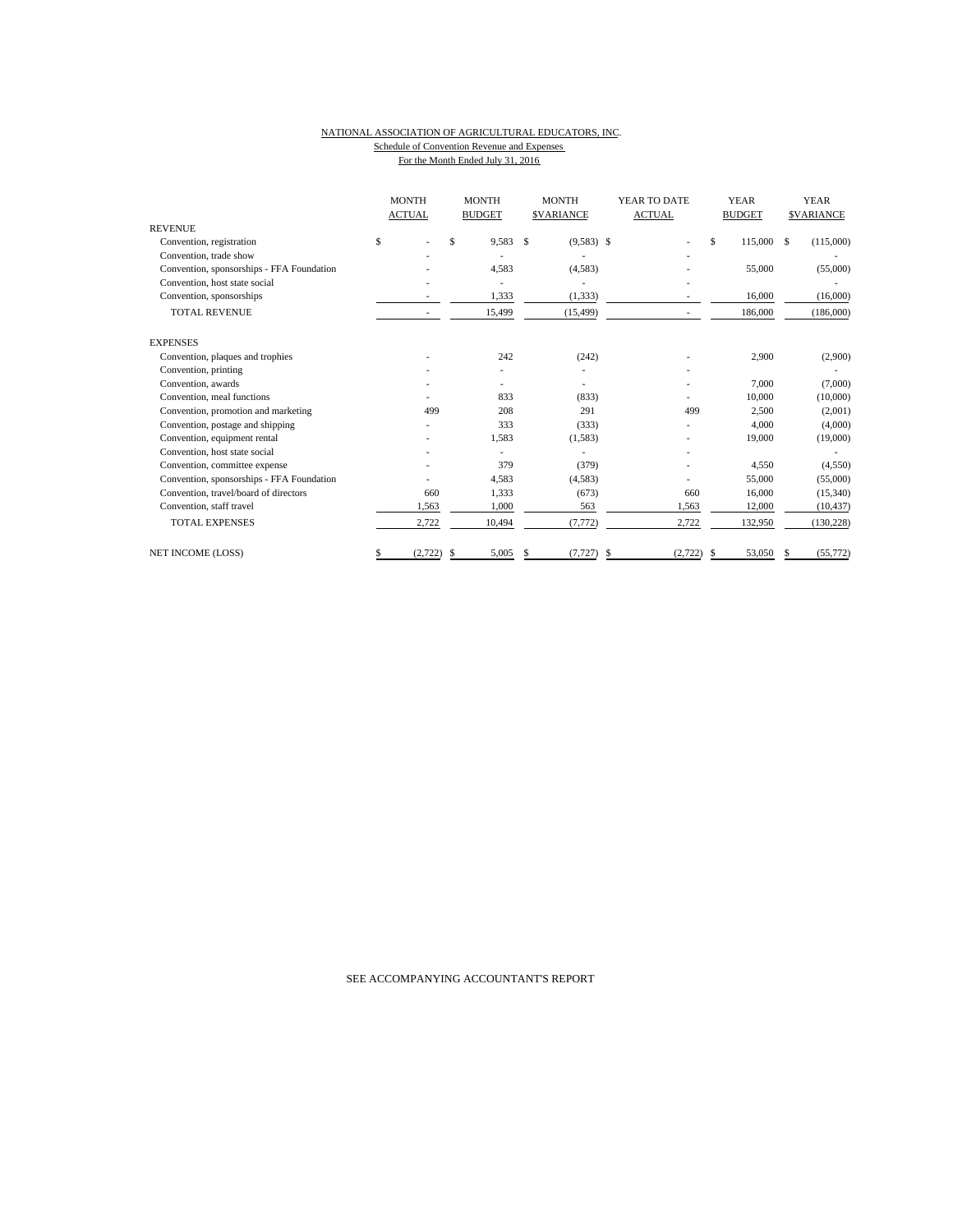NATIONAL ASSOCIATION OF AGRICULTURAL EDUCATORS, INC.

Schedule of Convention Revenue and Expenses

For the Month Ended July 31, 2016

| | MONTH ACTUAL | MONTH BUDGET | MONTH $VARIANCE | YEAR TO DATE ACTUAL | YEAR BUDGET | YEAR $VARIANCE |
|---|---|---|---|---|---|---|
| REVENUE | | | | | | |
| Convention, registration | $ - | $ 9,583 | $ (9,583) | $ - | $ 115,000 | $ (115,000) |
| Convention, trade show | - | - | - | - | | - |
| Convention, sponsorships - FFA Foundation | - | 4,583 | (4,583) | - | 55,000 | (55,000) |
| Convention, host state social | - | - | - | - | | - |
| Convention, sponsorships | - | 1,333 | (1,333) | - | 16,000 | (16,000) |
| TOTAL REVENUE | - | 15,499 | (15,499) | - | 186,000 | (186,000) |
| EXPENSES | | | | | | |
| Convention, plaques and trophies | - | 242 | (242) | - | 2,900 | (2,900) |
| Convention, printing | - | - | - | - | | - |
| Convention, awards | - | - | - | - | 7,000 | (7,000) |
| Convention, meal functions | - | 833 | (833) | - | 10,000 | (10,000) |
| Convention, promotion and marketing | 499 | 208 | 291 | 499 | 2,500 | (2,001) |
| Convention, postage and shipping | - | 333 | (333) | - | 4,000 | (4,000) |
| Convention, equipment rental | - | 1,583 | (1,583) | - | 19,000 | (19,000) |
| Convention, host state social | - | - | - | - | | - |
| Convention, committee expense | - | 379 | (379) | - | 4,550 | (4,550) |
| Convention, sponsorships - FFA Foundation | - | 4,583 | (4,583) | - | 55,000 | (55,000) |
| Convention, travel/board of directors | 660 | 1,333 | (673) | 660 | 16,000 | (15,340) |
| Convention, staff travel | 1,563 | 1,000 | 563 | 1,563 | 12,000 | (10,437) |
| TOTAL EXPENSES | 2,722 | 10,494 | (7,772) | 2,722 | 132,950 | (130,228) |
| NET INCOME (LOSS) | $ (2,722) | $ 5,005 | $ (7,727) | $ (2,722) | $ 53,050 | $ (55,772) |

SEE ACCOMPANYING ACCOUNTANT'S REPORT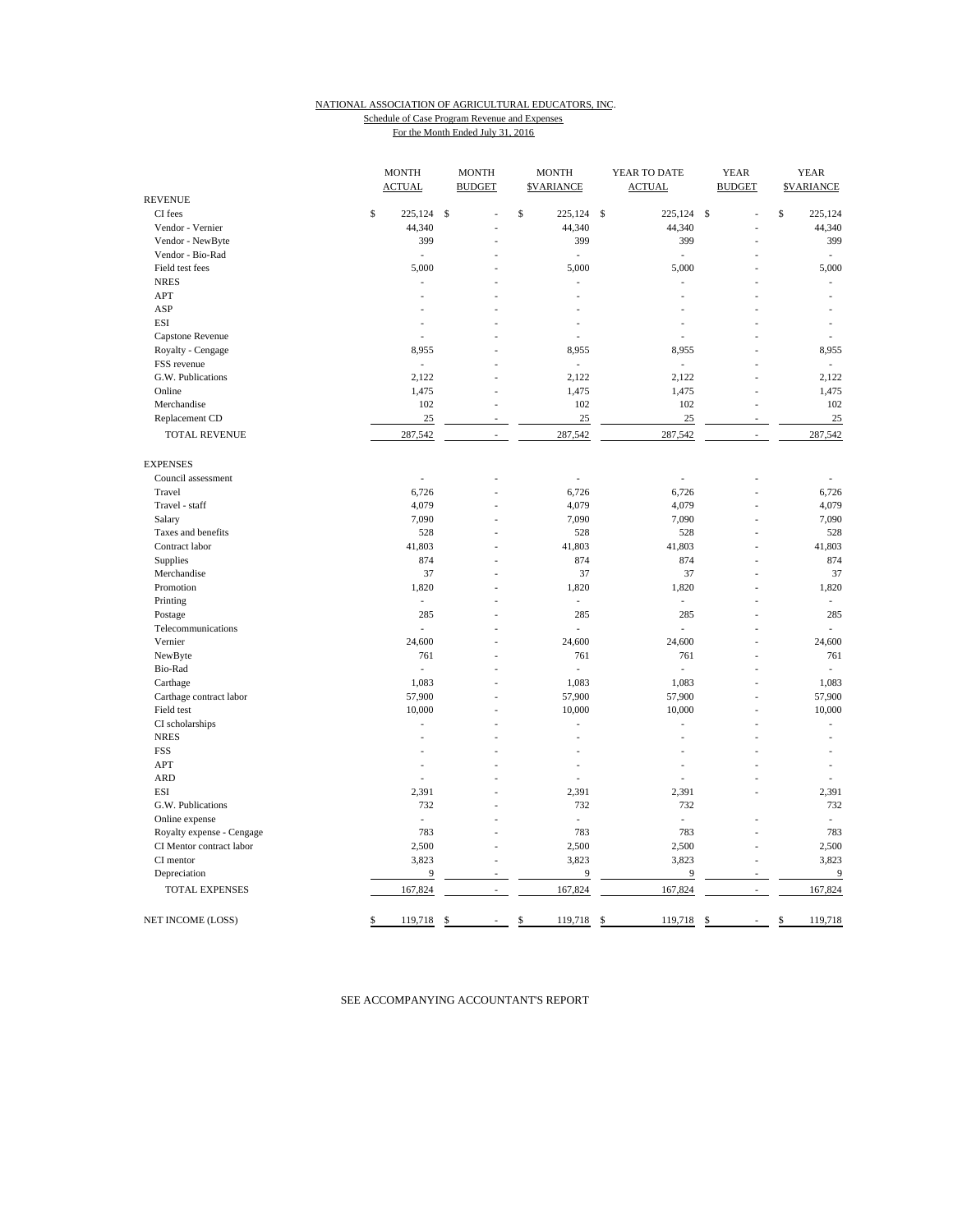NATIONAL ASSOCIATION OF AGRICULTURAL EDUCATORS, INC.

Schedule of Case Program Revenue and Expenses

For the Month Ended July 31, 2016

| | MONTH ACTUAL | MONTH BUDGET | MONTH $VARIANCE | YEAR TO DATE ACTUAL | YEAR BUDGET | YEAR $VARIANCE |
|---|---|---|---|---|---|---|
| REVENUE | | | | | | |
| CI fees | $ 225,124 | $ - | $ 225,124 | $ 225,124 | $ - | $ 225,124 |
| Vendor - Vernier | 44,340 | - | 44,340 | 44,340 | - | 44,340 |
| Vendor - NewByte | 399 | - | 399 | 399 | - | 399 |
| Vendor - Bio-Rad | - | - | - | - | - | - |
| Field test fees | 5,000 | - | 5,000 | 5,000 | - | 5,000 |
| NRES | - | - | - | - | - | - |
| APT | - | - | - | - | - | - |
| ASP | - | - | - | - | - | - |
| ESI | - | - | - | - | - | - |
| Capstone Revenue | - | - | - | - | - | - |
| Royalty - Cengage | 8,955 | - | 8,955 | 8,955 | - | 8,955 |
| FSS revenue | - | - | - | - | - | - |
| G.W. Publications | 2,122 | - | 2,122 | 2,122 | - | 2,122 |
| Online | 1,475 | - | 1,475 | 1,475 | - | 1,475 |
| Merchandise | 102 | - | 102 | 102 | - | 102 |
| Replacement CD | 25 | - | 25 | 25 | - | 25 |
| TOTAL REVENUE | 287,542 | - | 287,542 | 287,542 | - | 287,542 |
| EXPENSES | | | | | | |
| Council assessment | - | - | - | - | - | - |
| Travel | 6,726 | - | 6,726 | 6,726 | - | 6,726 |
| Travel - staff | 4,079 | - | 4,079 | 4,079 | - | 4,079 |
| Salary | 7,090 | - | 7,090 | 7,090 | - | 7,090 |
| Taxes and benefits | 528 | - | 528 | 528 | - | 528 |
| Contract labor | 41,803 | - | 41,803 | 41,803 | - | 41,803 |
| Supplies | 874 | - | 874 | 874 | - | 874 |
| Merchandise | 37 | - | 37 | 37 | - | 37 |
| Promotion | 1,820 | - | 1,820 | 1,820 | - | 1,820 |
| Printing | - | - | - | - | - | - |
| Postage | 285 | - | 285 | 285 | - | 285 |
| Telecommunications | - | - | - | - | - | - |
| Vernier | 24,600 | - | 24,600 | 24,600 | - | 24,600 |
| NewByte | 761 | - | 761 | 761 | - | 761 |
| Bio-Rad | - | - | - | - | - | - |
| Carthage | 1,083 | - | 1,083 | 1,083 | - | 1,083 |
| Carthage contract labor | 57,900 | - | 57,900 | 57,900 | - | 57,900 |
| Field test | 10,000 | - | 10,000 | 10,000 | - | 10,000 |
| CI scholarships | - | - | - | - | - | - |
| NRES | - | - | - | - | - | - |
| FSS | - | - | - | - | - | - |
| APT | - | - | - | - | - | - |
| ARD | - | - | - | - | - | - |
| ESI | 2,391 | - | 2,391 | 2,391 | - | 2,391 |
| G.W. Publications | 732 | - | 732 | 732 | | 732 |
| Online expense | - | - | - | - | - | - |
| Royalty expense - Cengage | 783 | - | 783 | 783 | - | 783 |
| CI Mentor contract labor | 2,500 | - | 2,500 | 2,500 | - | 2,500 |
| CI mentor | 3,823 | - | 3,823 | 3,823 | - | 3,823 |
| Depreciation | 9 | - | 9 | 9 | - | 9 |
| TOTAL EXPENSES | 167,824 | - | 167,824 | 167,824 | - | 167,824 |
| NET INCOME (LOSS) | $ 119,718 | $ - | $ 119,718 | $ 119,718 | $ - | $ 119,718 |

SEE ACCOMPANYING ACCOUNTANT'S REPORT